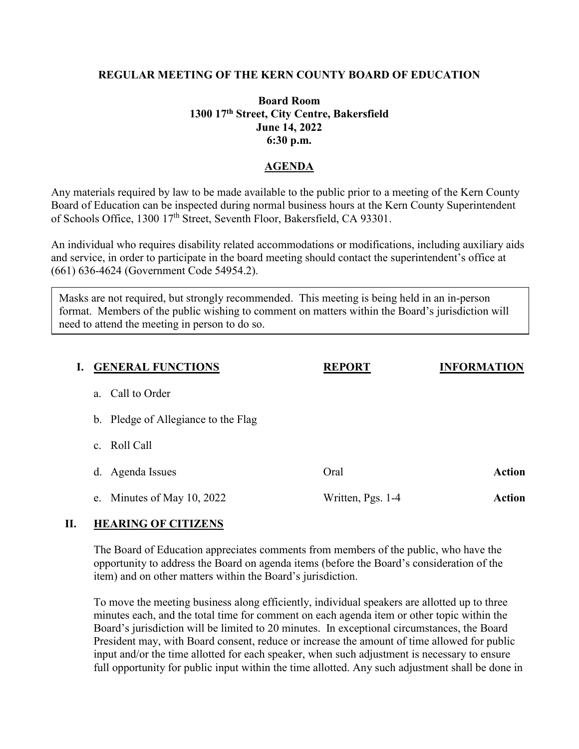**REGULAR MEETING OF THE KERN COUNTY BOARD OF EDUCATION**

**Board Room**
**1300 17th Street, City Centre, Bakersfield**
**June 14, 2022**
**6:30 p.m.**

# AGENDA

Any materials required by law to be made available to the public prior to a meeting of the Kern County Board of Education can be inspected during normal business hours at the Kern County Superintendent of Schools Office, 1300 17th Street, Seventh Floor, Bakersfield, CA 93301.

An individual who requires disability related accommodations or modifications, including auxiliary aids and service, in order to participate in the board meeting should contact the superintendent's office at (661) 636-4624 (Government Code 54954.2).

> Masks are not required, but strongly recommended. This meeting is being held in an in-person format. Members of the public wishing to comment on matters within the Board's jurisdiction will need to attend the meeting in person to do so.

| I. GENERAL FUNCTIONS | REPORT | INFORMATION |
|---|---|---|
| a. Call to Order | | |
| b. Pledge of Allegiance to the Flag | | |
| c. Roll Call | | |
| d. Agenda Issues | Oral | **Action** |
| e. Minutes of May 10, 2022 | Written, Pgs. 1-4 | **Action** |

## II. HEARING OF CITIZENS

The Board of Education appreciates comments from members of the public, who have the opportunity to address the Board on agenda items (before the Board's consideration of the item) and on other matters within the Board's jurisdiction.

To move the meeting business along efficiently, individual speakers are allotted up to three minutes each, and the total time for comment on each agenda item or other topic within the Board's jurisdiction will be limited to 20 minutes. In exceptional circumstances, the Board President may, with Board consent, reduce or increase the amount of time allowed for public input and/or the time allotted for each speaker, when such adjustment is necessary to ensure full opportunity for public input within the time allotted. Any such adjustment shall be done in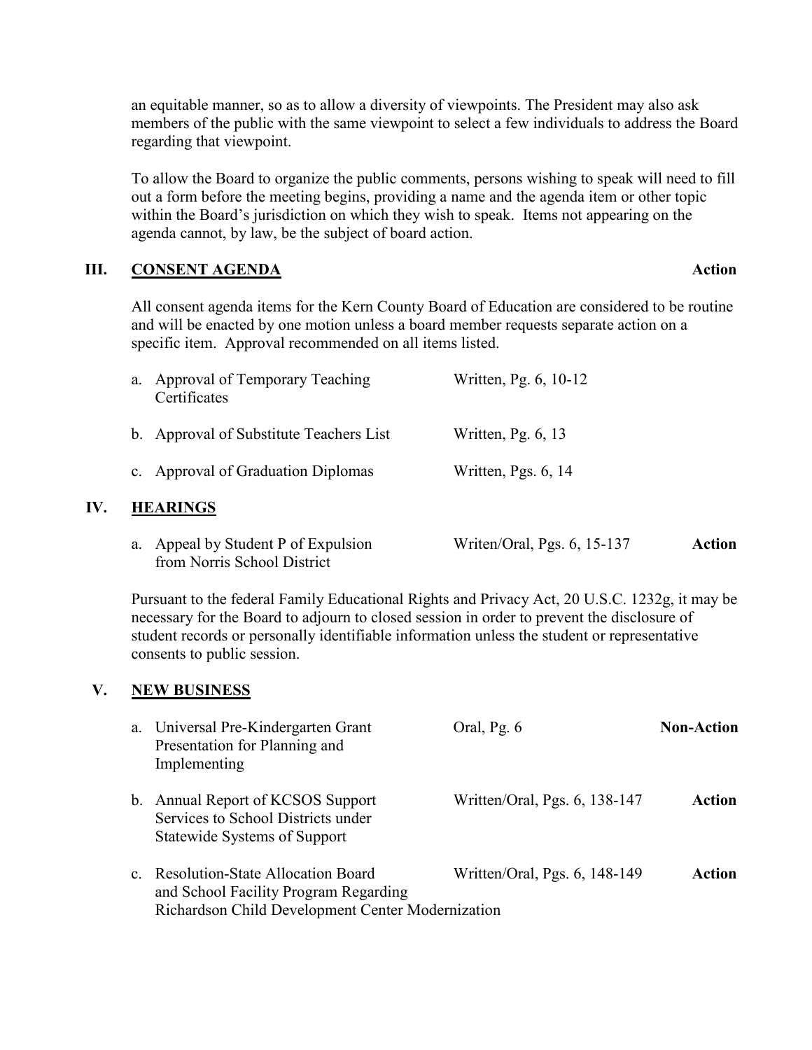an equitable manner, so as to allow a diversity of viewpoints. The President may also ask members of the public with the same viewpoint to select a few individuals to address the Board regarding that viewpoint.

To allow the Board to organize the public comments, persons wishing to speak will need to fill out a form before the meeting begins, providing a name and the agenda item or other topic within the Board's jurisdiction on which they wish to speak. Items not appearing on the agenda cannot, by law, be the subject of board action.

## III. CONSENT AGENDA — Action

All consent agenda items for the Kern County Board of Education are considered to be routine and will be enacted by one motion unless a board member requests separate action on a specific item. Approval recommended on all items listed.

| | Item | Reference | |
|---|---|---|---|
| a. | Approval of Temporary Teaching Certificates | Written, Pg. 6, 10-12 | |
| b. | Approval of Substitute Teachers List | Written, Pg. 6, 13 | |
| c. | Approval of Graduation Diplomas | Written, Pgs. 6, 14 | |

## IV. HEARINGS

| | Item | Reference | |
|---|---|---|---|
| a. | Appeal by Student P of Expulsion from Norris School District | Writen/Oral, Pgs. 6, 15-137 | **Action** |

Pursuant to the federal Family Educational Rights and Privacy Act, 20 U.S.C. 1232g, it may be necessary for the Board to adjourn to closed session in order to prevent the disclosure of student records or personally identifiable information unless the student or representative consents to public session.

## V. NEW BUSINESS

| | Item | Reference | |
|---|---|---|---|
| a. | Universal Pre-Kindergarten Grant Presentation for Planning and Implementing | Oral, Pg. 6 | **Non-Action** |
| b. | Annual Report of KCSOS Support Services to School Districts under Statewide Systems of Support | Written/Oral, Pgs. 6, 138-147 | **Action** |
| c. | Resolution-State Allocation Board and School Facility Program Regarding Richardson Child Development Center Modernization | Written/Oral, Pgs. 6, 148-149 | **Action** |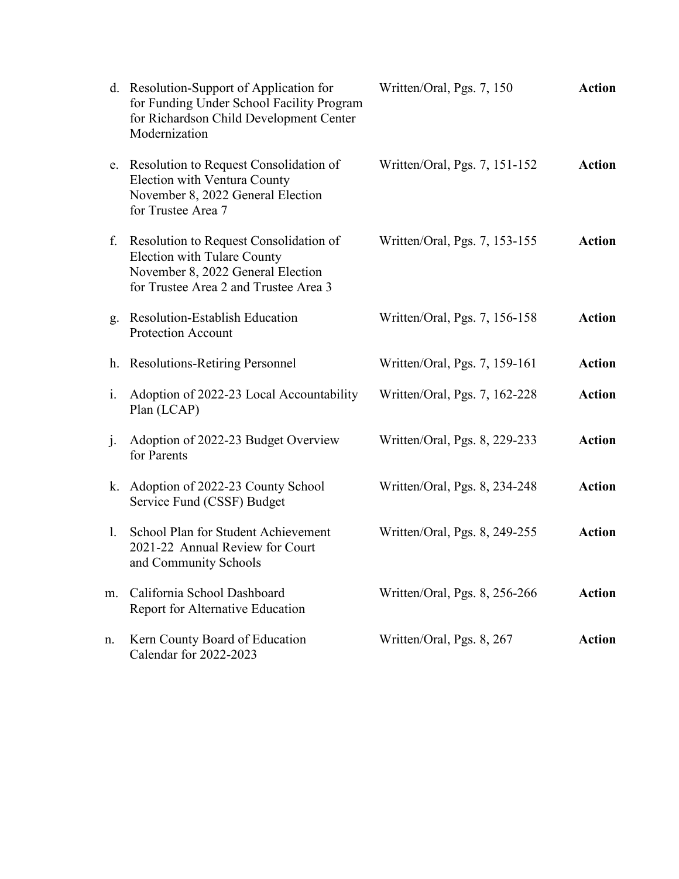| | Item | Reference | Type |
|---|---|---|---|
| d. | Resolution-Support of Application for for Funding Under School Facility Program for Richardson Child Development Center Modernization | Written/Oral, Pgs. 7, 150 | **Action** |
| e. | Resolution to Request Consolidation of Election with Ventura County November 8, 2022 General Election for Trustee Area 7 | Written/Oral, Pgs. 7, 151-152 | **Action** |
| f. | Resolution to Request Consolidation of Election with Tulare County November 8, 2022 General Election for Trustee Area 2 and Trustee Area 3 | Written/Oral, Pgs. 7, 153-155 | **Action** |
| g. | Resolution-Establish Education Protection Account | Written/Oral, Pgs. 7, 156-158 | **Action** |
| h. | Resolutions-Retiring Personnel | Written/Oral, Pgs. 7, 159-161 | **Action** |
| i. | Adoption of 2022-23 Local Accountability Plan (LCAP) | Written/Oral, Pgs. 7, 162-228 | **Action** |
| j. | Adoption of 2022-23 Budget Overview for Parents | Written/Oral, Pgs. 8, 229-233 | **Action** |
| k. | Adoption of 2022-23 County School Service Fund (CSSF) Budget | Written/Oral, Pgs. 8, 234-248 | **Action** |
| l. | School Plan for Student Achievement 2021-22 Annual Review for Court and Community Schools | Written/Oral, Pgs. 8, 249-255 | **Action** |
| m. | California School Dashboard Report for Alternative Education | Written/Oral, Pgs. 8, 256-266 | **Action** |
| n. | Kern County Board of Education Calendar for 2022-2023 | Written/Oral, Pgs. 8, 267 | **Action** |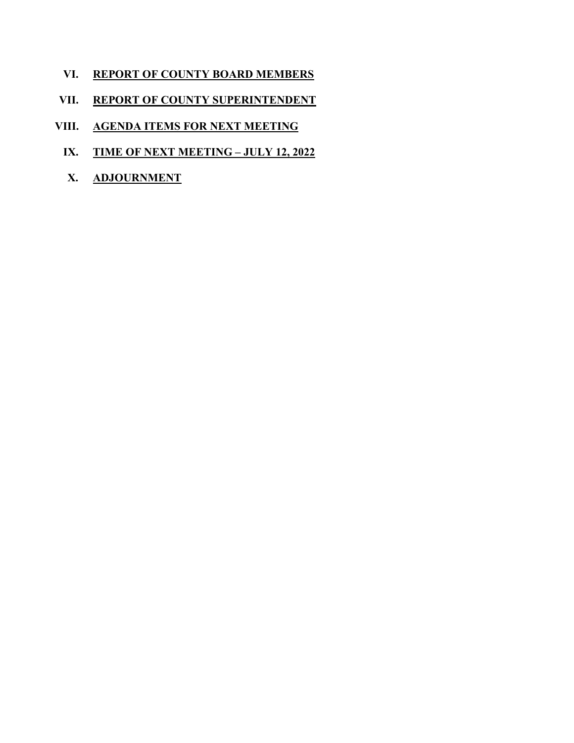**VI. REPORT OF COUNTY BOARD MEMBERS**

**VII. REPORT OF COUNTY SUPERINTENDENT**

**VIII. AGENDA ITEMS FOR NEXT MEETING**

**IX. TIME OF NEXT MEETING – JULY 12, 2022**

**X. ADJOURNMENT**